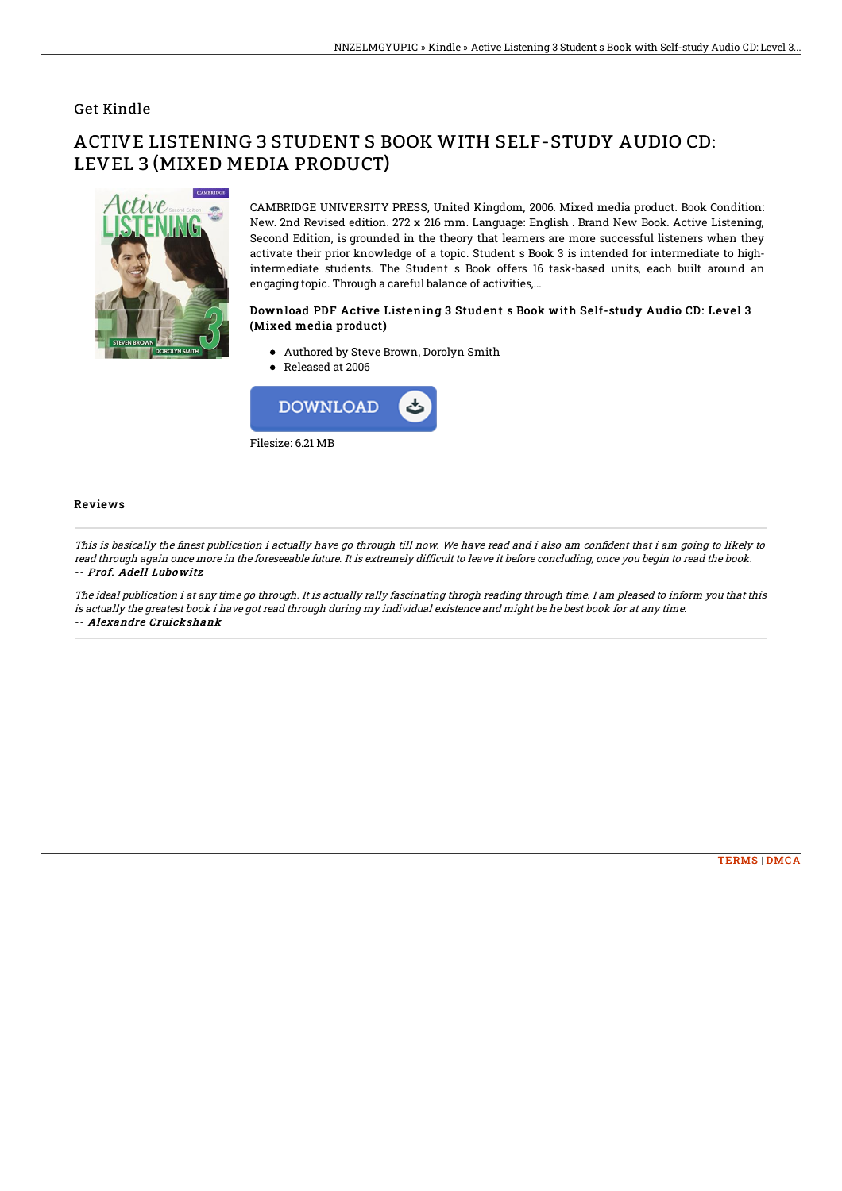Get Kindle

# ACTIVE LISTENING 3 STUDENT S BOOK WITH SELF-STUDY AUDIO CD: LEVEL 3 (MIXED MEDIA PRODUCT)

CAMBRIDGE UNIVERSITY PRESS, United Kingdom, 2006. Mixed media product. Book Condition: New. 2nd Revised edition. 272 x 216 mm. Language: English . Brand New Book. Active Listening, Second Edition, is grounded in the theory that learners are more successful listeners when they activate their prior knowledge of a topic. Student s Book 3 is intended for intermediate to high-intermediate students. The Student s Book offers 16 task-based units, each built around an engaging topic. Through a careful balance of activities,...

### Download PDF Active Listening 3 Student s Book with Self-study Audio CD: Level 3 (Mixed media product)

- Authored by Steve Brown, Dorolyn Smith
- Released at 2006

DOWNLOAD

Filesize: 6.21 MB

## Reviews

*This is basically the finest publication i actually have go through till now. We have read and i also am confident that i am going to likely to read through again once more in the foreseeable future. It is extremely difficult to leave it before concluding, once you begin to read the book.*
-- ***Prof. Adell Lubowitz***

*The ideal publication i at any time go through. It is actually rally fascinating throgh reading through time. I am pleased to inform you that this is actually the greatest book i have got read through during my individual existence and might be he best book for at any time.*
-- ***Alexandre Cruickshank***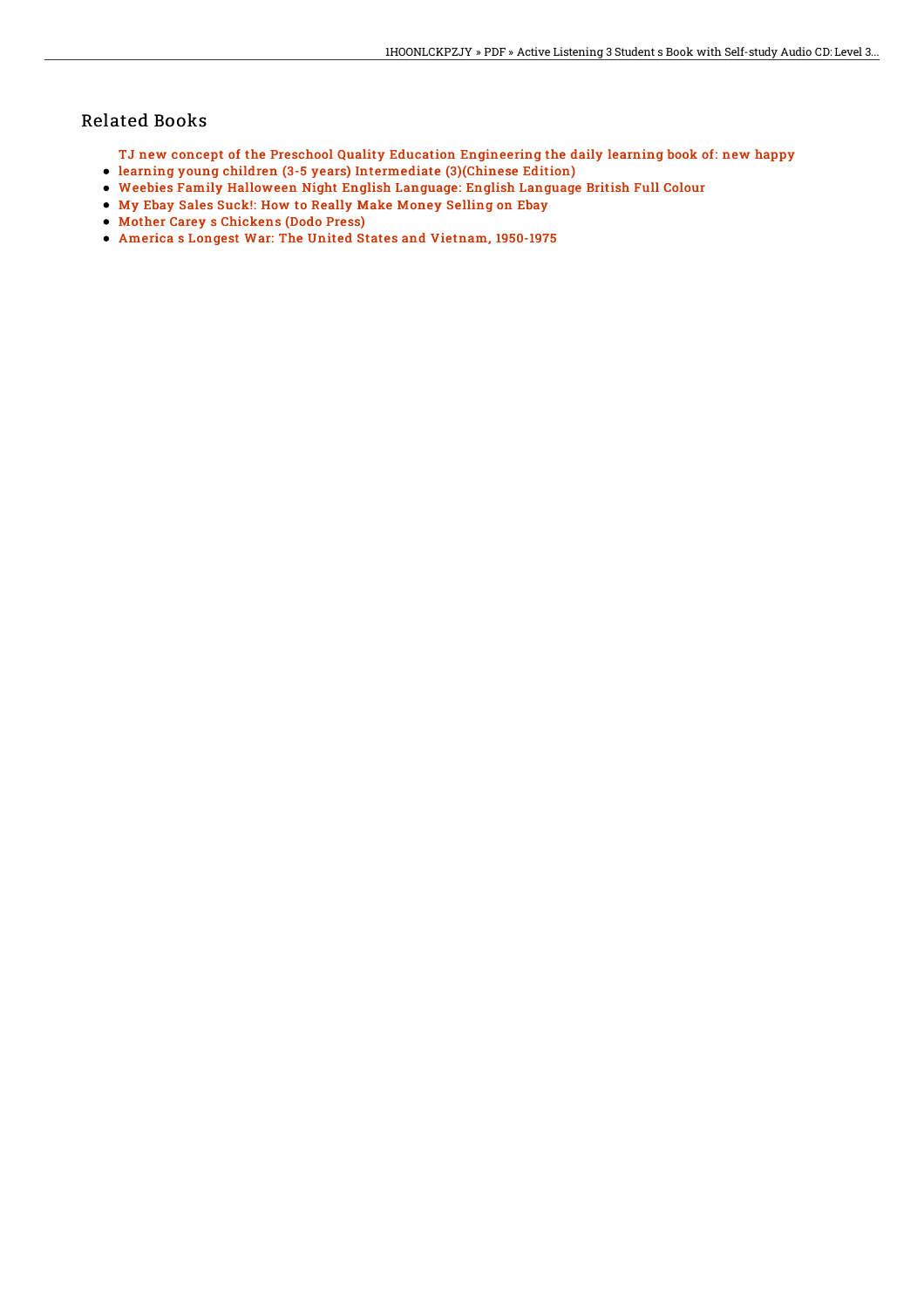## Related Books

- TJ new concept of the Preschool Quality Education Engineering the daily learning book of: new happy learning young children (3-5 years) Intermediate (3)(Chinese Edition)
- Weebies Family Halloween Night English Language: English Language British Full Colour
- My Ebay Sales Suck!: How to Really Make Money Selling on Ebay
- Mother Carey s Chickens (Dodo Press)
- America s Longest War: The United States and Vietnam, 1950-1975